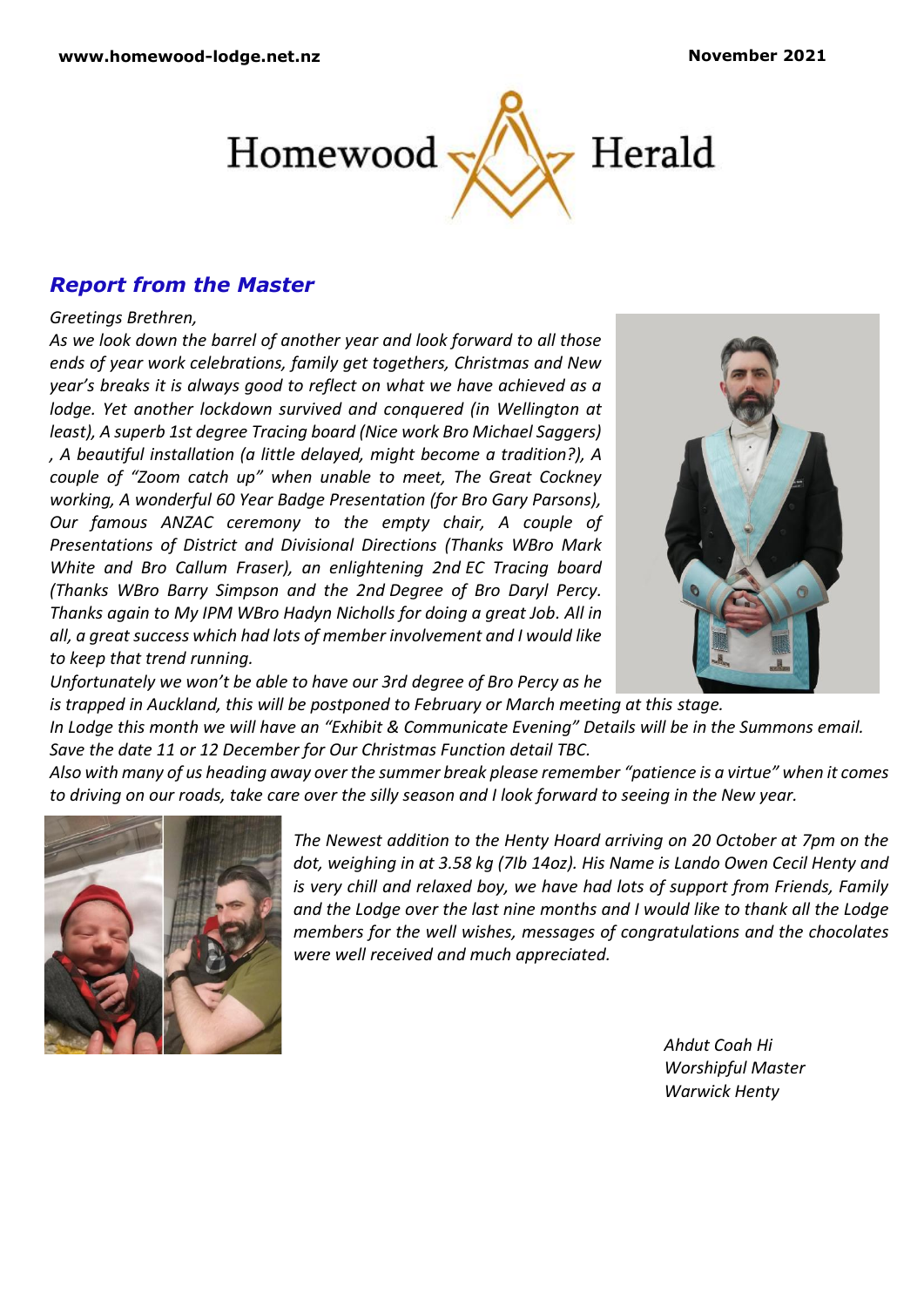www.homewood-lodge.net.nz November 2021

# Homewood Herald

## *Report from the Master*

*Greetings Brethren,*

*As we look down the barrel of another year and look forward to all those ends of year work celebrations, family get togethers, Christmas and New year's breaks it is always good to reflect on what we have achieved as a lodge. Yet another lockdown survived and conquered (in Wellington at least), A superb 1st degree Tracing board (Nice work Bro Michael Saggers) , A beautiful installation (a little delayed, might become a tradition?), A couple of "Zoom catch up" when unable to meet, The Great Cockney working, A wonderful 60 Year Badge Presentation (for Bro Gary Parsons), Our famous ANZAC ceremony to the empty chair, A couple of Presentations of District and Divisional Directions (Thanks WBro Mark White and Bro Callum Fraser), an enlightening 2nd EC Tracing board (Thanks WBro Barry Simpson and the 2nd Degree of Bro Daryl Percy. Thanks again to My IPM WBro Hadyn Nicholls for doing a great Job. All in all, a great success which had lots of member involvement and I would like to keep that trend running.*

*Unfortunately we won't be able to have our 3rd degree of Bro Percy as he is trapped in Auckland, this will be postponed to February or March meeting at this stage.*

*In Lodge this month we will have an "Exhibit & Communicate Evening" Details will be in the Summons email.*

*Save the date 11 or 12 December for Our Christmas Function detail TBC.*

*Also with many of us heading away over the summer break please remember "patience is a virtue" when it comes to driving on our roads, take care over the silly season and I look forward to seeing in the New year.*

*The Newest addition to the Henty Hoard arriving on 20 October at 7pm on the dot, weighing in at 3.58 kg (7Ib 14oz). His Name is Lando Owen Cecil Henty and is very chill and relaxed boy, we have had lots of support from Friends, Family and the Lodge over the last nine months and I would like to thank all the Lodge members for the well wishes, messages of congratulations and the chocolates were well received and much appreciated.*

*Ahdut Coah Hi*
*Worshipful Master*
*Warwick Henty*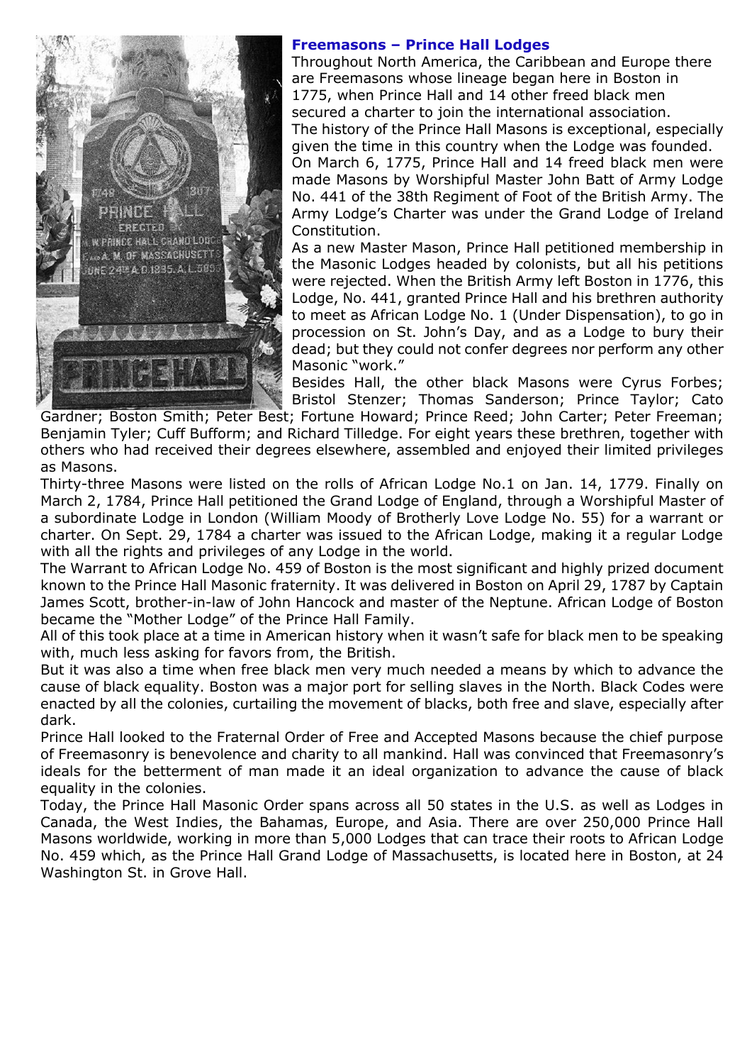## Freemasons – Prince Hall Lodges

Throughout North America, the Caribbean and Europe there are Freemasons whose lineage began here in Boston in 1775, when Prince Hall and 14 other freed black men secured a charter to join the international association.

The history of the Prince Hall Masons is exceptional, especially given the time in this country when the Lodge was founded.

On March 6, 1775, Prince Hall and 14 freed black men were made Masons by Worshipful Master John Batt of Army Lodge No. 441 of the 38th Regiment of Foot of the British Army. The Army Lodge's Charter was under the Grand Lodge of Ireland Constitution.

As a new Master Mason, Prince Hall petitioned membership in the Masonic Lodges headed by colonists, but all his petitions were rejected. When the British Army left Boston in 1776, this Lodge, No. 441, granted Prince Hall and his brethren authority to meet as African Lodge No. 1 (Under Dispensation), to go in procession on St. John's Day, and as a Lodge to bury their dead; but they could not confer degrees nor perform any other Masonic "work."

Besides Hall, the other black Masons were Cyrus Forbes; Bristol Stenzer; Thomas Sanderson; Prince Taylor; Cato Gardner; Boston Smith; Peter Best; Fortune Howard; Prince Reed; John Carter; Peter Freeman; Benjamin Tyler; Cuff Bufform; and Richard Tilledge. For eight years these brethren, together with others who had received their degrees elsewhere, assembled and enjoyed their limited privileges as Masons.

Thirty-three Masons were listed on the rolls of African Lodge No.1 on Jan. 14, 1779. Finally on March 2, 1784, Prince Hall petitioned the Grand Lodge of England, through a Worshipful Master of a subordinate Lodge in London (William Moody of Brotherly Love Lodge No. 55) for a warrant or charter. On Sept. 29, 1784 a charter was issued to the African Lodge, making it a regular Lodge with all the rights and privileges of any Lodge in the world.

The Warrant to African Lodge No. 459 of Boston is the most significant and highly prized document known to the Prince Hall Masonic fraternity. It was delivered in Boston on April 29, 1787 by Captain James Scott, brother-in-law of John Hancock and master of the Neptune. African Lodge of Boston became the "Mother Lodge" of the Prince Hall Family.

All of this took place at a time in American history when it wasn't safe for black men to be speaking with, much less asking for favors from, the British.

But it was also a time when free black men very much needed a means by which to advance the cause of black equality. Boston was a major port for selling slaves in the North. Black Codes were enacted by all the colonies, curtailing the movement of blacks, both free and slave, especially after dark.

Prince Hall looked to the Fraternal Order of Free and Accepted Masons because the chief purpose of Freemasonry is benevolence and charity to all mankind. Hall was convinced that Freemasonry's ideals for the betterment of man made it an ideal organization to advance the cause of black equality in the colonies.

Today, the Prince Hall Masonic Order spans across all 50 states in the U.S. as well as Lodges in Canada, the West Indies, the Bahamas, Europe, and Asia. There are over 250,000 Prince Hall Masons worldwide, working in more than 5,000 Lodges that can trace their roots to African Lodge No. 459 which, as the Prince Hall Grand Lodge of Massachusetts, is located here in Boston, at 24 Washington St. in Grove Hall.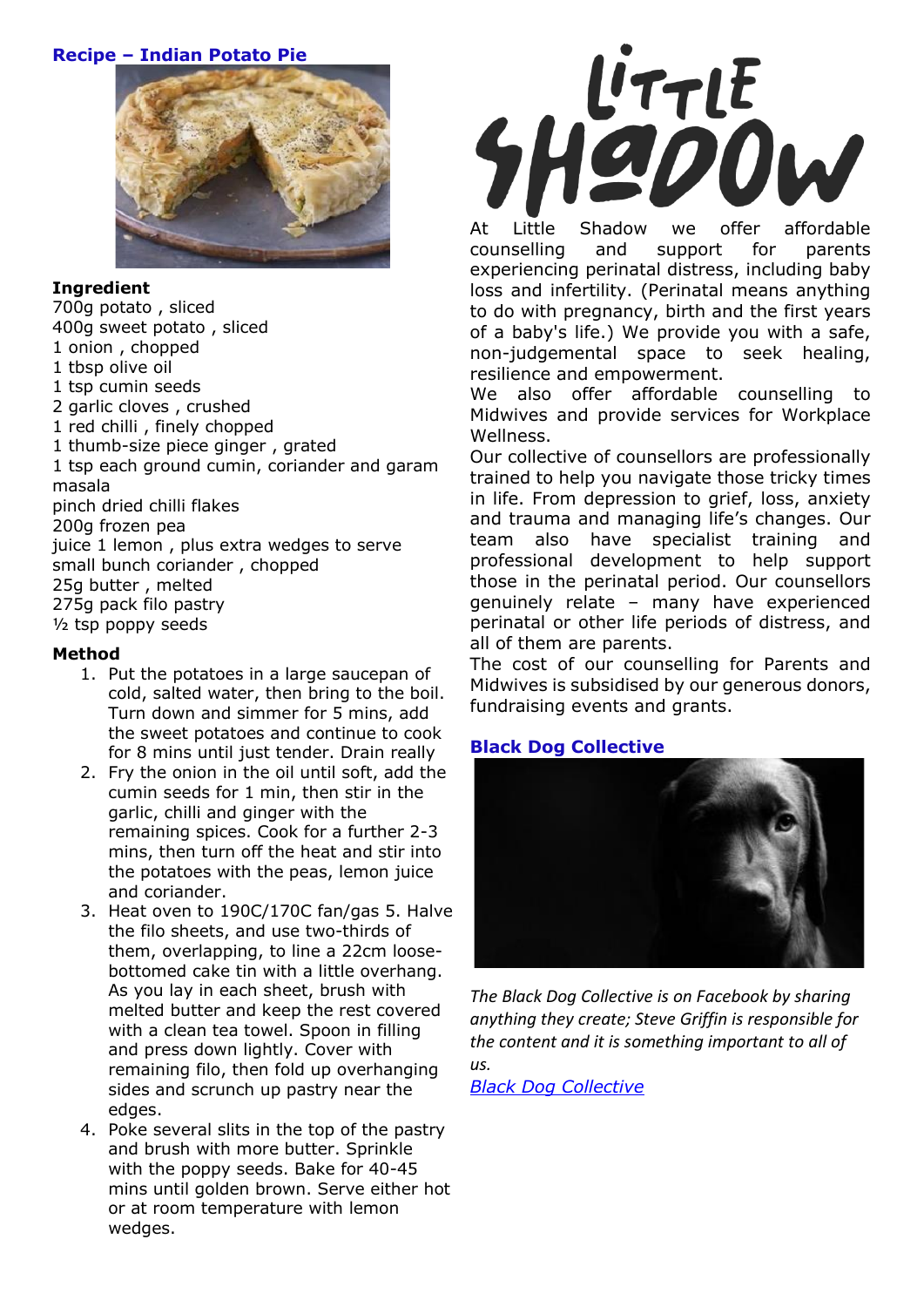## Recipe – Indian Potato Pie

**Ingredient**

700g potato , sliced
400g sweet potato , sliced
1 onion , chopped
1 tbsp olive oil
1 tsp cumin seeds
2 garlic cloves , crushed
1 red chilli , finely chopped
1 thumb-size piece ginger , grated
1 tsp each ground cumin, coriander and garam masala
pinch dried chilli flakes
200g frozen pea
juice 1 lemon , plus extra wedges to serve
small bunch coriander , chopped
25g butter , melted
275g pack filo pastry
½ tsp poppy seeds

**Method**

1. Put the potatoes in a large saucepan of cold, salted water, then bring to the boil. Turn down and simmer for 5 mins, add the sweet potatoes and continue to cook for 8 mins until just tender. Drain really
2. Fry the onion in the oil until soft, add the cumin seeds for 1 min, then stir in the garlic, chilli and ginger with the remaining spices. Cook for a further 2-3 mins, then turn off the heat and stir into the potatoes with the peas, lemon juice and coriander.
3. Heat oven to 190C/170C fan/gas 5. Halve the filo sheets, and use two-thirds of them, overlapping, to line a 22cm loose-bottomed cake tin with a little overhang. As you lay in each sheet, brush with melted butter and keep the rest covered with a clean tea towel. Spoon in filling and press down lightly. Cover with remaining filo, then fold up overhanging sides and scrunch up pastry near the edges.
4. Poke several slits in the top of the pastry and brush with more butter. Sprinkle with the poppy seeds. Bake for 40-45 mins until golden brown. Serve either hot or at room temperature with lemon wedges.

## Little Shadow

At Little Shadow we offer affordable counselling and support for parents experiencing perinatal distress, including baby loss and infertility. (Perinatal means anything to do with pregnancy, birth and the first years of a baby's life.) We provide you with a safe, non-judgemental space to seek healing, resilience and empowerment.

We also offer affordable counselling to Midwives and provide services for Workplace Wellness.

Our collective of counsellors are professionally trained to help you navigate those tricky times in life. From depression to grief, loss, anxiety and trauma and managing life's changes. Our team also have specialist training and professional development to help support those in the perinatal period. Our counsellors genuinely relate – many have experienced perinatal or other life periods of distress, and all of them are parents.

The cost of our counselling for Parents and Midwives is subsidised by our generous donors, fundraising events and grants.

## Black Dog Collective

*The Black Dog Collective is on Facebook by sharing anything they create; Steve Griffin is responsible for the content and it is something important to all of us.*

[Black Dog Collective]